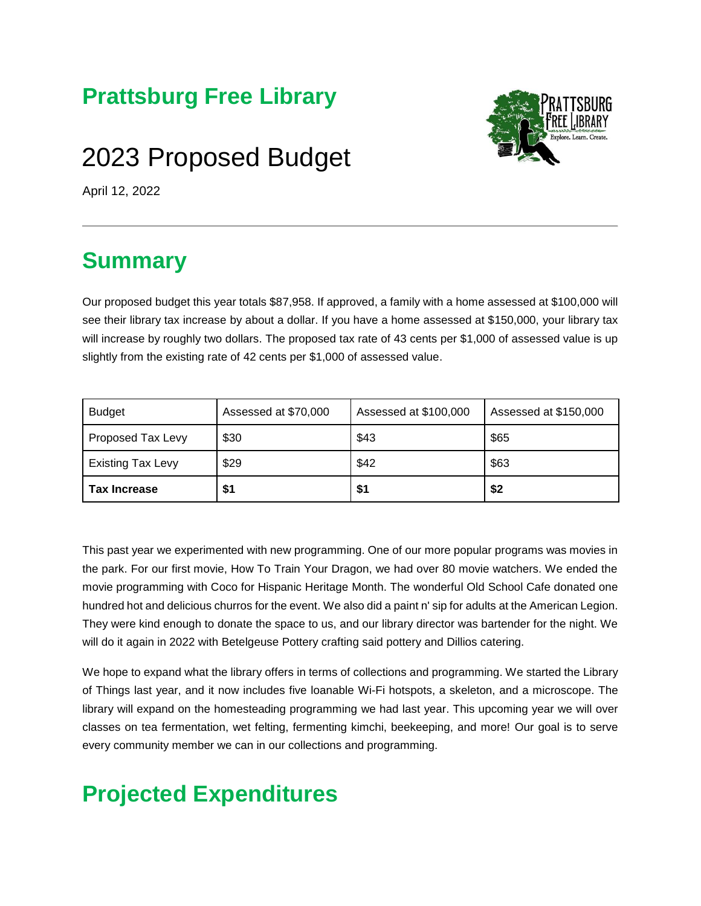# Prattsburg Free Library

# 2023 Proposed Budget

April 12, 2022

## Summary

Our proposed budget this year totals $87,958. If approved, a family with a home assessed at $100,000 will see their library tax increase by about a dollar. If you have a home assessed at $150,000, your library tax will increase by roughly two dollars. The proposed tax rate of 43 cents per $1,000 of assessed value is up slightly from the existing rate of 42 cents per $1,000 of assessed value.

| Budget | Assessed at $70,000 | Assessed at $100,000 | Assessed at $150,000 |
| --- | --- | --- | --- |
| Proposed Tax Levy | $30 | $43 | $65 |
| Existing Tax Levy | $29 | $42 | $63 |
| **Tax Increase** | **$1** | **$1** | **$2** |

This past year we experimented with new programming. One of our more popular programs was movies in the park. For our first movie, How To Train Your Dragon, we had over 80 movie watchers. We ended the movie programming with Coco for Hispanic Heritage Month. The wonderful Old School Cafe donated one hundred hot and delicious churros for the event. We also did a paint n' sip for adults at the American Legion. They were kind enough to donate the space to us, and our library director was bartender for the night. We will do it again in 2022 with Betelgeuse Pottery crafting said pottery and Dillios catering.

We hope to expand what the library offers in terms of collections and programming. We started the Library of Things last year, and it now includes five loanable Wi-Fi hotspots, a skeleton, and a microscope. The library will expand on the homesteading programming we had last year. This upcoming year we will over classes on tea fermentation, wet felting, fermenting kimchi, beekeeping, and more! Our goal is to serve every community member we can in our collections and programming.

## Projected Expenditures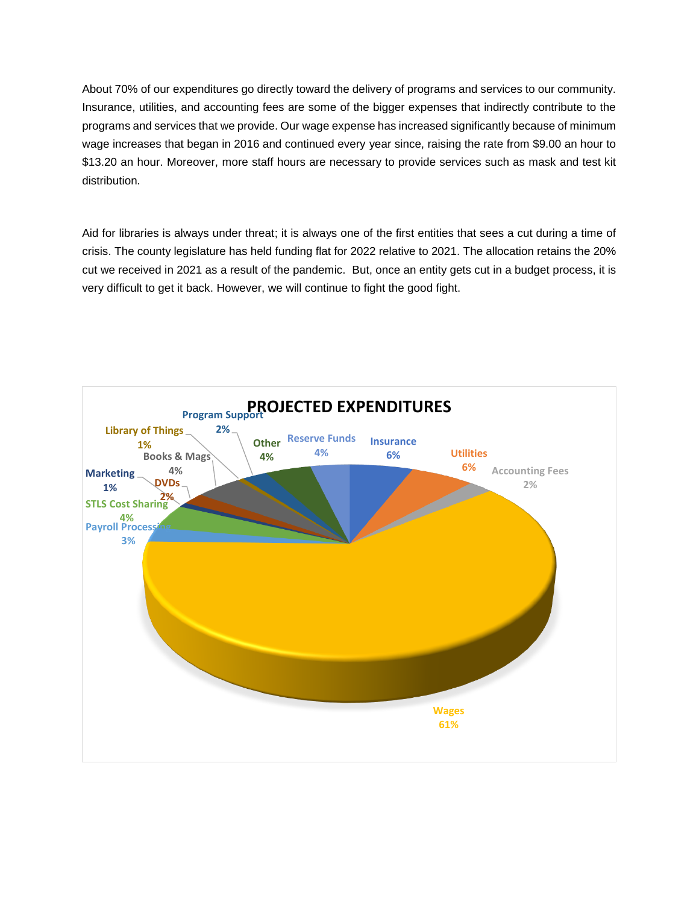About 70% of our expenditures go directly toward the delivery of programs and services to our community. Insurance, utilities, and accounting fees are some of the bigger expenses that indirectly contribute to the programs and services that we provide. Our wage expense has increased significantly because of minimum wage increases that began in 2016 and continued every year since, raising the rate from $9.00 an hour to $13.20 an hour. Moreover, more staff hours are necessary to provide services such as mask and test kit distribution.

Aid for libraries is always under threat; it is always one of the first entities that sees a cut during a time of crisis. The county legislature has held funding flat for 2022 relative to 2021. The allocation retains the 20% cut we received in 2021 as a result of the pandemic. But, once an entity gets cut in a budget process, it is very difficult to get it back. However, we will continue to fight the good fight.

**PROJECTED EXPENDITURES**

| Category | Percent |
|---|---|
| Wages | 61% |
| Insurance | 6% |
| Utilities | 6% |
| Accounting Fees | 2% |
| Reserve Funds | 4% |
| Other | 4% |
| Program Support | 2% |
| Library of Things | 1% |
| Books & Mags | 4% |
| DVDs | 2% |
| Marketing | 1% |
| STLS Cost Sharing | 4% |
| Payroll Processing | 3% |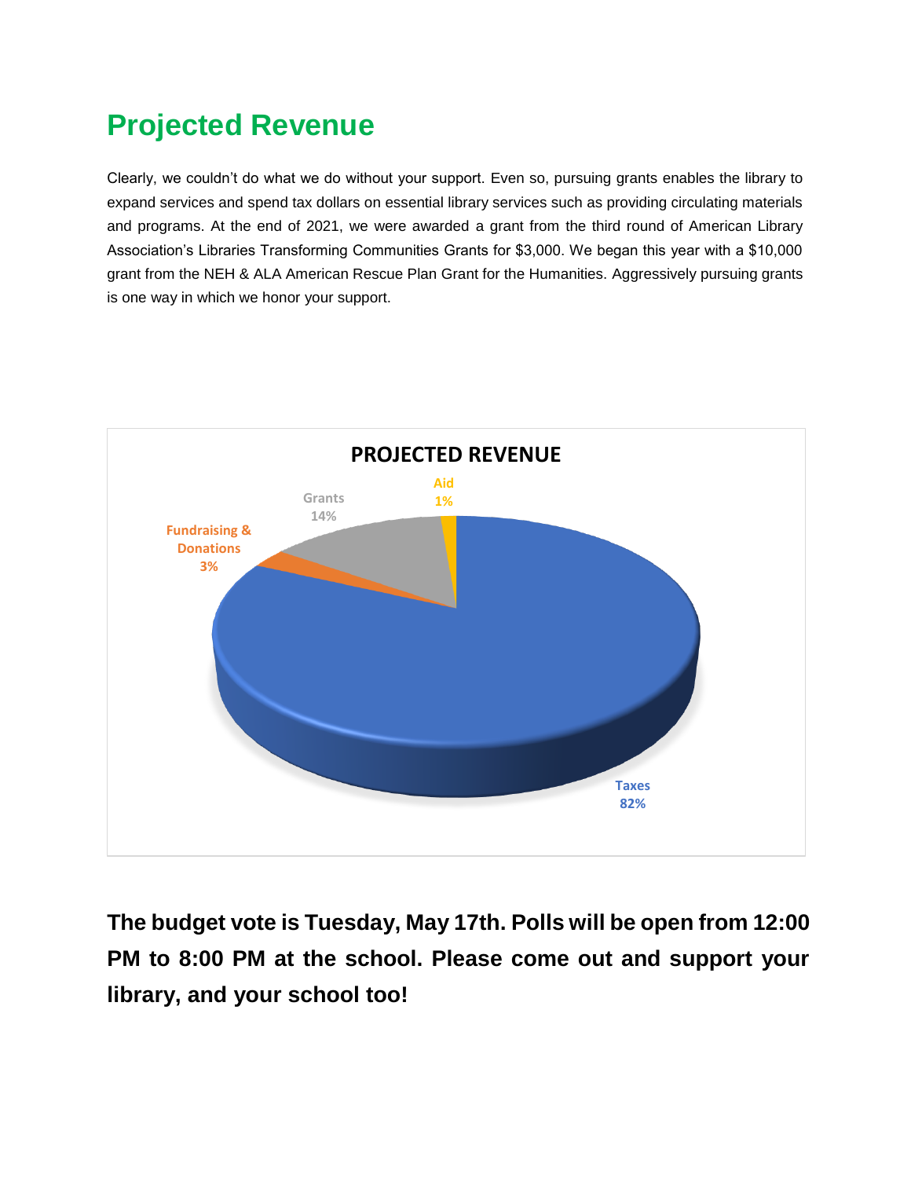## Projected Revenue

Clearly, we couldn't do what we do without your support. Even so, pursuing grants enables the library to expand services and spend tax dollars on essential library services such as providing circulating materials and programs. At the end of 2021, we were awarded a grant from the third round of American Library Association's Libraries Transforming Communities Grants for $3,000. We began this year with a $10,000 grant from the NEH & ALA American Rescue Plan Grant for the Humanities. Aggressively pursuing grants is one way in which we honor your support.

PROJECTED REVENUE

Aid
1%

Grants
14%

Fundraising & Donations
3%

Taxes
82%

**The budget vote is Tuesday, May 17th. Polls will be open from 12:00 PM to 8:00 PM at the school. Please come out and support your library, and your school too!**